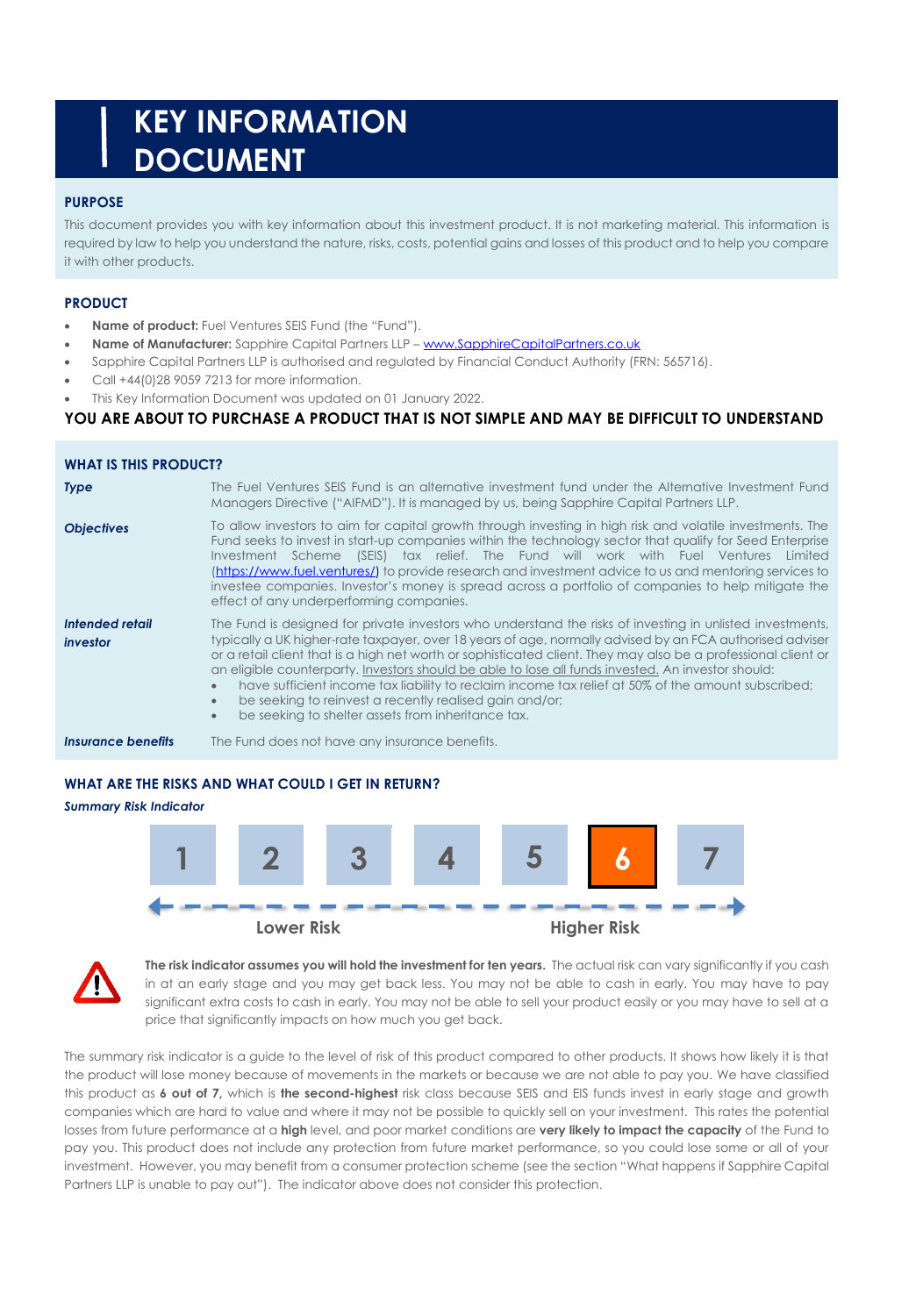# KEY INFORMATION DOCUMENT

## PURPOSE

This document provides you with key information about this investment product. It is not marketing material. This information is required by law to help you understand the nature, risks, costs, potential gains and losses of this product and to help you compare it with other products.

## PRODUCT

- **Name of product:** Fuel Ventures SEIS Fund (the "Fund").
- **Name of Manufacturer:** Sapphire Capital Partners LLP – www.SapphireCapitalPartners.co.uk
- Sapphire Capital Partners LLP is authorised and regulated by Financial Conduct Authority (FRN: 565716).
- Call +44(0)28 9059 7213 for more information.
- This Key Information Document was updated on 01 January 2022.

**YOU ARE ABOUT TO PURCHASE A PRODUCT THAT IS NOT SIMPLE AND MAY BE DIFFICULT TO UNDERSTAND**

## WHAT IS THIS PRODUCT?

| | |
|---|---|
| ***Type*** | The Fuel Ventures SEIS Fund is an alternative investment fund under the Alternative Investment Fund Managers Directive ("AIFMD"). It is managed by us, being Sapphire Capital Partners LLP. |
| ***Objectives*** | To allow investors to aim for capital growth through investing in high risk and volatile investments. The Fund seeks to invest in start-up companies within the technology sector that qualify for Seed Enterprise Investment Scheme (SEIS) tax relief. The Fund will work with Fuel Ventures Limited (https://www.fuel.ventures/) to provide research and investment advice to us and mentoring services to investee companies. Investor's money is spread across a portfolio of companies to help mitigate the effect of any underperforming companies. |
| ***Intended retail investor*** | The Fund is designed for private investors who understand the risks of investing in unlisted investments, typically a UK higher-rate taxpayer, over 18 years of age, normally advised by an FCA authorised adviser or a retail client that is a high net worth or sophisticated client. They may also be a professional client or an eligible counterparty. Investors should be able to lose all funds invested. An investor should: <br>• have sufficient income tax liability to reclaim income tax relief at 50% of the amount subscribed; <br>• be seeking to reinvest a recently realised gain and/or; <br>• be seeking to shelter assets from inheritance tax. |
| ***Insurance benefits*** | The Fund does not have any insurance benefits. |

## WHAT ARE THE RISKS AND WHAT COULD I GET IN RETURN?

***Summary Risk Indicator***

| 1 | 2 | 3 | 4 | 5 | **6** | 7 |
|---|---|---|---|---|---|---|

Lower Risk ← → Higher Risk

**The risk indicator assumes you will hold the investment for ten years.** The actual risk can vary significantly if you cash in at an early stage and you may get back less. You may not be able to cash in early. You may have to pay significant extra costs to cash in early. You may not be able to sell your product easily or you may have to sell at a price that significantly impacts on how much you get back.

The summary risk indicator is a guide to the level of risk of this product compared to other products. It shows how likely it is that the product will lose money because of movements in the markets or because we are not able to pay you. We have classified this product as **6 out of 7,** which is **the second-highest** risk class because SEIS and EIS funds invest in early stage and growth companies which are hard to value and where it may not be possible to quickly sell on your investment. This rates the potential losses from future performance at a **high** level, and poor market conditions are **very likely to impact the capacity** of the Fund to pay you. This product does not include any protection from future market performance, so you could lose some or all of your investment. However, you may benefit from a consumer protection scheme (see the section "What happens if Sapphire Capital Partners LLP is unable to pay out"). The indicator above does not consider this protection.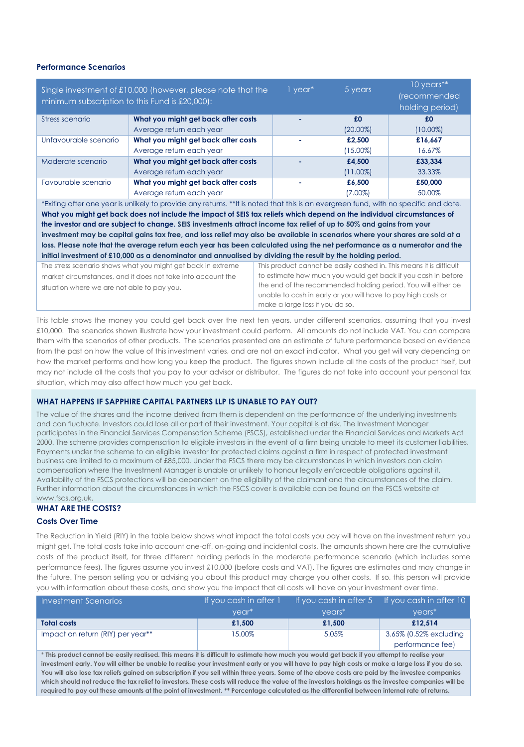### Performance Scenarios

| Single investment of £10,000 (however, please note that the minimum subscription to this Fund is £20,000): | | 1 year* | 5 years | 10 years** (recommended holding period) |
|---|---|---|---|---|
| Stress scenario | **What you might get back after costs** | - | **£0** | **£0** |
| | Average return each year | | (20.00%) | (10.00%) |
| Unfavourable scenario | **What you might get back after costs** | - | **£2,500** | **£16,667** |
| | Average return each year | | (15.00%) | 16.67% |
| Moderate scenario | **What you might get back after costs** | - | **£4,500** | **£33,334** |
| | Average return each year | | (11.00%) | 33.33% |
| Favourable scenario | **What you might get back after costs** | - | **£6,500** | **£50,000** |
| | Average return each year | | (7.00%) | 50.00% |

*Exiting after one year is unlikely to provide any returns. **It is noted that this is an evergreen fund, with no specific end date. **What you might get back does not include the impact of SEIS tax reliefs which depend on the individual circumstances of the investor and are subject to change. SEIS investments attract income tax relief of up to 50% and gains from your investment may be capital gains tax free, and loss relief may also be available in scenarios where your shares are sold at a loss. Please note that the average return each year has been calculated using the net performance as a numerator and the initial investment of £10,000 as a denominator and annualised by dividing the result by the holding period.**

The stress scenario shows what you might get back in extreme market circumstances, and it does not take into account the situation where we are not able to pay you.

This product cannot be easily cashed in. This means it is difficult to estimate how much you would get back if you cash in before the end of the recommended holding period. You will either be unable to cash in early or you will have to pay high costs or make a large loss if you do so.

This table shows the money you could get back over the next ten years, under different scenarios, assuming that you invest £10,000. The scenarios shown illustrate how your investment could perform. All amounts do not include VAT. You can compare them with the scenarios of other products. The scenarios presented are an estimate of future performance based on evidence from the past on how the value of this investment varies, and are not an exact indicator. What you get will vary depending on how the market performs and how long you keep the product. The figures shown include all the costs of the product itself, but may not include all the costs that you pay to your advisor or distributor. The figures do not take into account your personal tax situation, which may also affect how much you get back.

### WHAT HAPPENS IF SAPPHIRE CAPITAL PARTNERS LLP IS UNABLE TO PAY OUT?

The value of the shares and the income derived from them is dependent on the performance of the underlying investments and can fluctuate. Investors could lose all or part of their investment. Your capital is at risk. The Investment Manager participates in the Financial Services Compensation Scheme (FSCS), established under the Financial Services and Markets Act 2000. The scheme provides compensation to eligible investors in the event of a firm being unable to meet its customer liabilities. Payments under the scheme to an eligible investor for protected claims against a firm in respect of protected investment business are limited to a maximum of £85,000. Under the FSCS there may be circumstances in which investors can claim compensation where the Investment Manager is unable or unlikely to honour legally enforceable obligations against it. Availability of the FSCS protections will be dependent on the eligibility of the claimant and the circumstances of the claim. Further information about the circumstances in which the FSCS cover is available can be found on the FSCS website at www.fscs.org.uk.

### WHAT ARE THE COSTS?

### Costs Over Time

The Reduction in Yield (RIY) in the table below shows what impact the total costs you pay will have on the investment return you might get. The total costs take into account one-off, on-going and incidental costs. The amounts shown here are the cumulative costs of the product itself, for three different holding periods in the moderate performance scenario (which includes some performance fees). The figures assume you invest £10,000 (before costs and VAT). The figures are estimates and may change in the future. The person selling you or advising you about this product may charge you other costs. If so, this person will provide you with information about these costs, and show you the impact that all costs will have on your investment over time.

| Investment Scenarios | If you cash in after 1 year* | If you cash in after 5 years* | If you cash in after 10 years* |
|---|---|---|---|
| **Total costs** | **£1,500** | **£1,500** | **£12,514** |
| Impact on return (RIY) per year** | 15.00% | 5.05% | 3.65% (0.52% excluding performance fee) |

**\* This product cannot be easily realised. This means it is difficult to estimate how much you would get back if you attempt to realise your investment early. You will either be unable to realise your investment early or you will have to pay high costs or make a large loss if you do so. You will also lose tax reliefs gained on subscription if you sell within three years. Some of the above costs are paid by the investee companies which should not reduce the tax relief to investors. These costs will reduce the value of the investors holdings as the investee companies will be required to pay out these amounts at the point of investment. \*\* Percentage calculated as the differential between internal rate of returns.**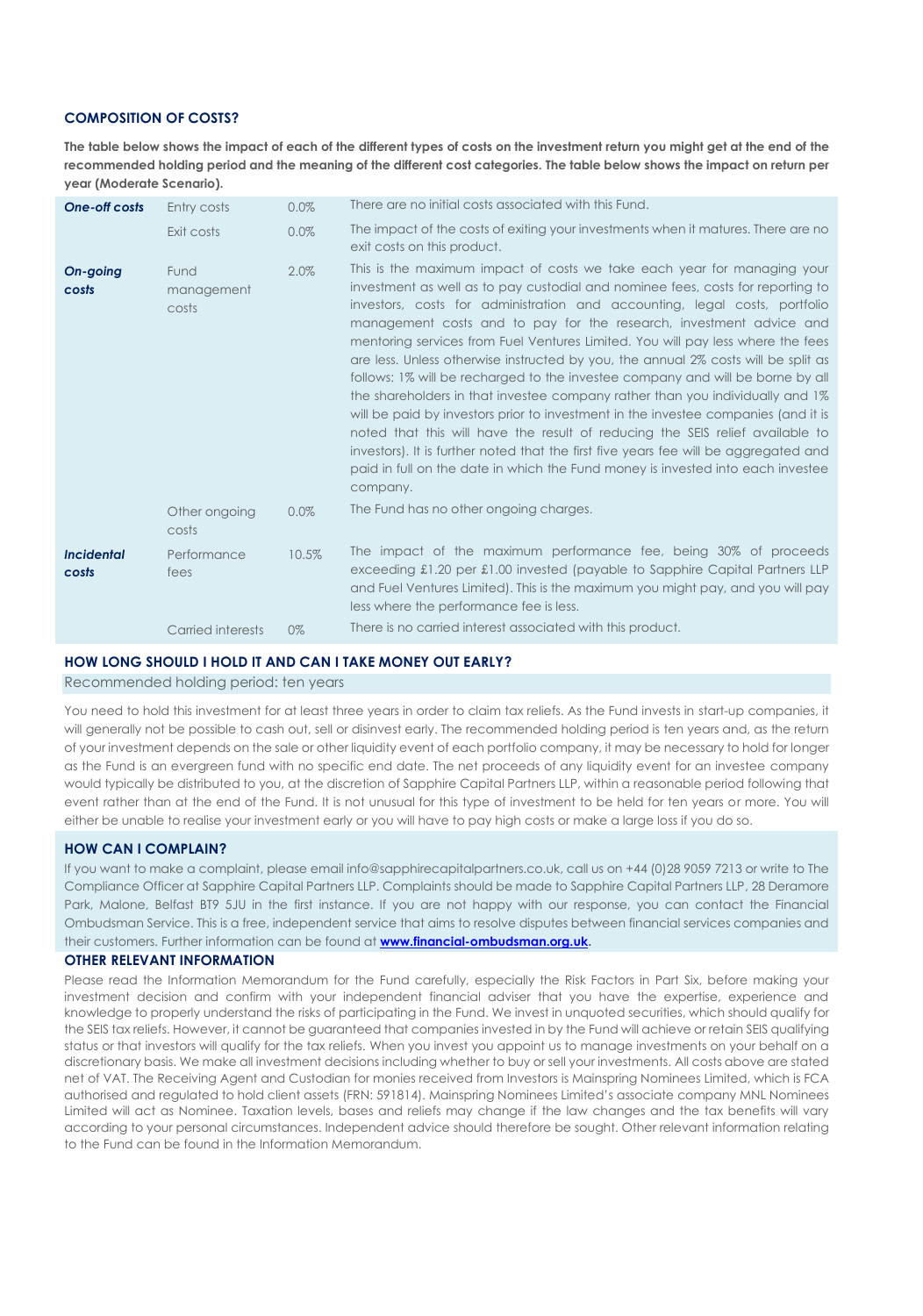### COMPOSITION OF COSTS?

**The table below shows the impact of each of the different types of costs on the investment return you might get at the end of the recommended holding period and the meaning of the different cost categories. The table below shows the impact on return per year (Moderate Scenario).**

| | | | |
|---|---|---|---|
| ***One-off costs*** | Entry costs | 0.0% | There are no initial costs associated with this Fund. |
| | Exit costs | 0.0% | The impact of the costs of exiting your investments when it matures. There are no exit costs on this product. |
| ***On-going costs*** | Fund management costs | 2.0% | This is the maximum impact of costs we take each year for managing your investment as well as to pay custodial and nominee fees, costs for reporting to investors, costs for administration and accounting, legal costs, portfolio management costs and to pay for the research, investment advice and mentoring services from Fuel Ventures Limited. You will pay less where the fees are less. Unless otherwise instructed by you, the annual 2% costs will be split as follows: 1% will be recharged to the investee company and will be borne by all the shareholders in that investee company rather than you individually and 1% will be paid by investors prior to investment in the investee companies (and it is noted that this will have the result of reducing the SEIS relief available to investors). It is further noted that the first five years fee will be aggregated and paid in full on the date in which the Fund money is invested into each investee company. |
| | Other ongoing costs | 0.0% | The Fund has no other ongoing charges. |
| ***Incidental costs*** | Performance fees | 10.5% | The impact of the maximum performance fee, being 30% of proceeds exceeding £1.20 per £1.00 invested (payable to Sapphire Capital Partners LLP and Fuel Ventures Limited). This is the maximum you might pay, and you will pay less where the performance fee is less. |
| | Carried interests | 0% | There is no carried interest associated with this product. |

### HOW LONG SHOULD I HOLD IT AND CAN I TAKE MONEY OUT EARLY?

Recommended holding period: ten years

You need to hold this investment for at least three years in order to claim tax reliefs. As the Fund invests in start-up companies, it will generally not be possible to cash out, sell or disinvest early. The recommended holding period is ten years and, as the return of your investment depends on the sale or other liquidity event of each portfolio company, it may be necessary to hold for longer as the Fund is an evergreen fund with no specific end date. The net proceeds of any liquidity event for an investee company would typically be distributed to you, at the discretion of Sapphire Capital Partners LLP, within a reasonable period following that event rather than at the end of the Fund. It is not unusual for this type of investment to be held for ten years or more. You will either be unable to realise your investment early or you will have to pay high costs or make a large loss if you do so.

### HOW CAN I COMPLAIN?

If you want to make a complaint, please email info@sapphirecapitalpartners.co.uk, call us on +44 (0)28 9059 7213 or write to The Compliance Officer at Sapphire Capital Partners LLP. Complaints should be made to Sapphire Capital Partners LLP, 28 Deramore Park, Malone, Belfast BT9 5JU in the first instance. If you are not happy with our response, you can contact the Financial Ombudsman Service. This is a free, independent service that aims to resolve disputes between financial services companies and their customers. Further information can be found at **[www.financial-ombudsman.org.uk](http://www.financial-ombudsman.org.uk)**.

### OTHER RELEVANT INFORMATION

Please read the Information Memorandum for the Fund carefully, especially the Risk Factors in Part Six, before making your investment decision and confirm with your independent financial adviser that you have the expertise, experience and knowledge to properly understand the risks of participating in the Fund. We invest in unquoted securities, which should qualify for the SEIS tax reliefs. However, it cannot be guaranteed that companies invested in by the Fund will achieve or retain SEIS qualifying status or that investors will qualify for the tax reliefs. When you invest you appoint us to manage investments on your behalf on a discretionary basis. We make all investment decisions including whether to buy or sell your investments. All costs above are stated net of VAT. The Receiving Agent and Custodian for monies received from Investors is Mainspring Nominees Limited, which is FCA authorised and regulated to hold client assets (FRN: 591814). Mainspring Nominees Limited's associate company MNL Nominees Limited will act as Nominee. Taxation levels, bases and reliefs may change if the law changes and the tax benefits will vary according to your personal circumstances. Independent advice should therefore be sought. Other relevant information relating to the Fund can be found in the Information Memorandum.